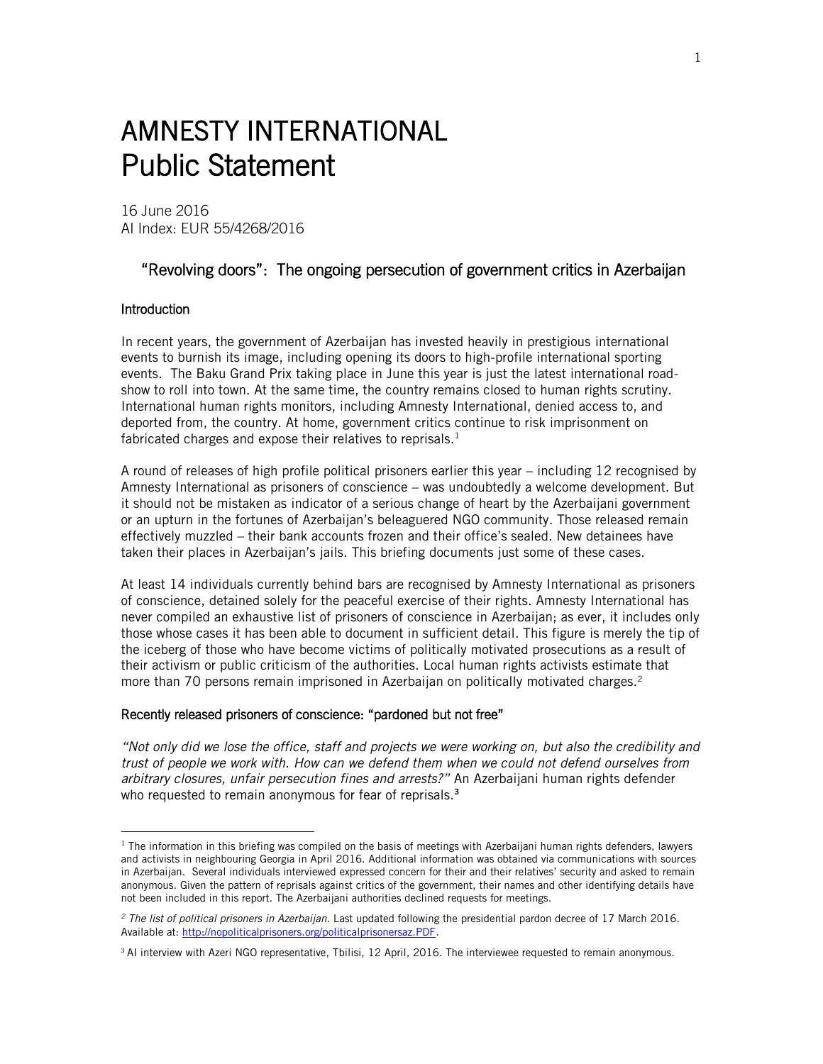# AMNESTY INTERNATIONAL
# Public Statement

16 June 2016
AI Index: EUR 55/4268/2016

## "Revolving doors": The ongoing persecution of government critics in Azerbaijan

### Introduction

In recent years, the government of Azerbaijan has invested heavily in prestigious international events to burnish its image, including opening its doors to high-profile international sporting events. The Baku Grand Prix taking place in June this year is just the latest international road-show to roll into town. At the same time, the country remains closed to human rights scrutiny. International human rights monitors, including Amnesty International, denied access to, and deported from, the country. At home, government critics continue to risk imprisonment on fabricated charges and expose their relatives to reprisals.[1]

A round of releases of high profile political prisoners earlier this year – including 12 recognised by Amnesty International as prisoners of conscience – was undoubtedly a welcome development. But it should not be mistaken as indicator of a serious change of heart by the Azerbaijani government or an upturn in the fortunes of Azerbaijan's beleaguered NGO community. Those released remain effectively muzzled – their bank accounts frozen and their office's sealed. New detainees have taken their places in Azerbaijan's jails. This briefing documents just some of these cases.

At least 14 individuals currently behind bars are recognised by Amnesty International as prisoners of conscience, detained solely for the peaceful exercise of their rights. Amnesty International has never compiled an exhaustive list of prisoners of conscience in Azerbaijan; as ever, it includes only those whose cases it has been able to document in sufficient detail. This figure is merely the tip of the iceberg of those who have become victims of politically motivated prosecutions as a result of their activism or public criticism of the authorities. Local human rights activists estimate that more than 70 persons remain imprisoned in Azerbaijan on politically motivated charges.[2]

### Recently released prisoners of conscience: "pardoned but not free"

*"Not only did we lose the office, staff and projects we were working on, but also the credibility and trust of people we work with. How can we defend them when we could not defend ourselves from arbitrary closures, unfair persecution fines and arrests?"* An Azerbaijani human rights defender who requested to remain anonymous for fear of reprisals.[3]

---

[1] The information in this briefing was compiled on the basis of meetings with Azerbaijani human rights defenders, lawyers and activists in neighbouring Georgia in April 2016. Additional information was obtained via communications with sources in Azerbaijan. Several individuals interviewed expressed concern for their and their relatives' security and asked to remain anonymous. Given the pattern of reprisals against critics of the government, their names and other identifying details have not been included in this report. The Azerbaijani authorities declined requests for meetings.

[2] *The list of political prisoners in Azerbaijan*. Last updated following the presidential pardon decree of 17 March 2016. Available at: http://nopoliticalprisoners.org/politicalprisonersaz.PDF.

[3] AI interview with Azeri NGO representative, Tbilisi, 12 April, 2016. The interviewee requested to remain anonymous.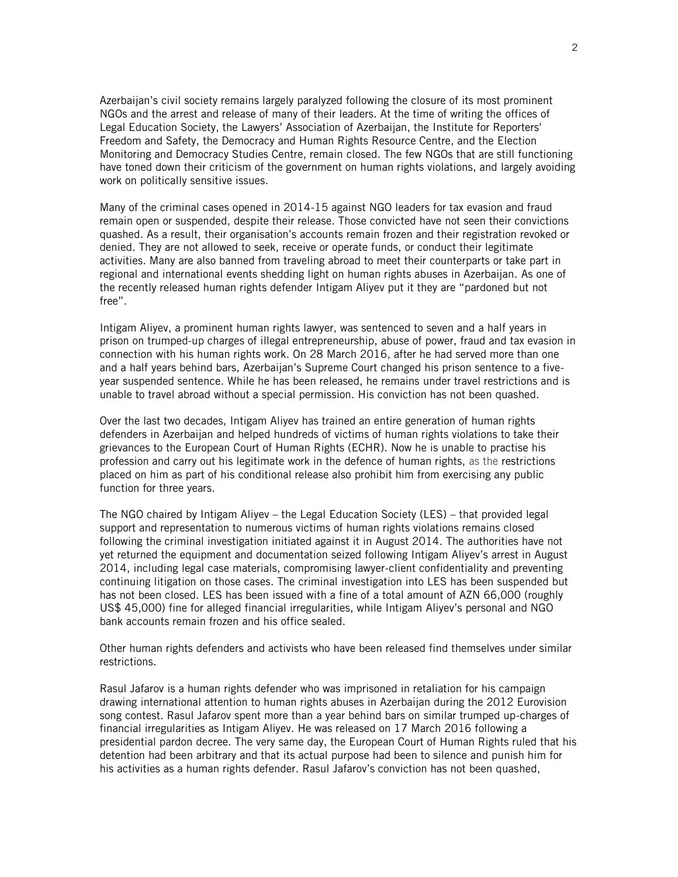Azerbaijan's civil society remains largely paralyzed following the closure of its most prominent NGOs and the arrest and release of many of their leaders. At the time of writing the offices of Legal Education Society, the Lawyers' Association of Azerbaijan, the Institute for Reporters' Freedom and Safety, the Democracy and Human Rights Resource Centre, and the Election Monitoring and Democracy Studies Centre, remain closed. The few NGOs that are still functioning have toned down their criticism of the government on human rights violations, and largely avoiding work on politically sensitive issues.

Many of the criminal cases opened in 2014-15 against NGO leaders for tax evasion and fraud remain open or suspended, despite their release. Those convicted have not seen their convictions quashed. As a result, their organisation's accounts remain frozen and their registration revoked or denied. They are not allowed to seek, receive or operate funds, or conduct their legitimate activities. Many are also banned from traveling abroad to meet their counterparts or take part in regional and international events shedding light on human rights abuses in Azerbaijan. As one of the recently released human rights defender Intigam Aliyev put it they are "pardoned but not free".

Intigam Aliyev, a prominent human rights lawyer, was sentenced to seven and a half years in prison on trumped-up charges of illegal entrepreneurship, abuse of power, fraud and tax evasion in connection with his human rights work. On 28 March 2016, after he had served more than one and a half years behind bars, Azerbaijan's Supreme Court changed his prison sentence to a five-year suspended sentence. While he has been released, he remains under travel restrictions and is unable to travel abroad without a special permission. His conviction has not been quashed.

Over the last two decades, Intigam Aliyev has trained an entire generation of human rights defenders in Azerbaijan and helped hundreds of victims of human rights violations to take their grievances to the European Court of Human Rights (ECHR). Now he is unable to practise his profession and carry out his legitimate work in the defence of human rights, as the restrictions placed on him as part of his conditional release also prohibit him from exercising any public function for three years.

The NGO chaired by Intigam Aliyev – the Legal Education Society (LES) – that provided legal support and representation to numerous victims of human rights violations remains closed following the criminal investigation initiated against it in August 2014. The authorities have not yet returned the equipment and documentation seized following Intigam Aliyev's arrest in August 2014, including legal case materials, compromising lawyer-client confidentiality and preventing continuing litigation on those cases. The criminal investigation into LES has been suspended but has not been closed. LES has been issued with a fine of a total amount of AZN 66,000 (roughly US$ 45,000) fine for alleged financial irregularities, while Intigam Aliyev's personal and NGO bank accounts remain frozen and his office sealed.

Other human rights defenders and activists who have been released find themselves under similar restrictions.

Rasul Jafarov is a human rights defender who was imprisoned in retaliation for his campaign drawing international attention to human rights abuses in Azerbaijan during the 2012 Eurovision song contest. Rasul Jafarov spent more than a year behind bars on similar trumped up-charges of financial irregularities as Intigam Aliyev. He was released on 17 March 2016 following a presidential pardon decree. The very same day, the European Court of Human Rights ruled that his detention had been arbitrary and that its actual purpose had been to silence and punish him for his activities as a human rights defender. Rasul Jafarov's conviction has not been quashed,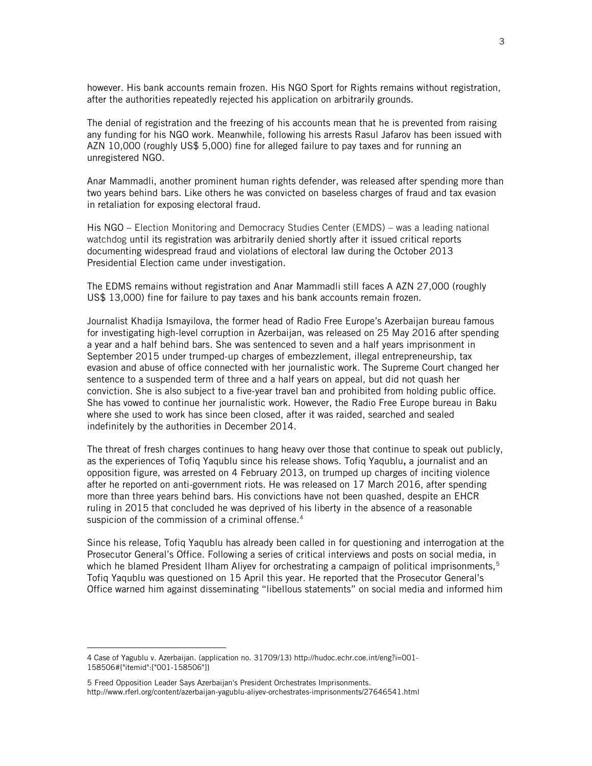however. His bank accounts remain frozen. His NGO Sport for Rights remains without registration, after the authorities repeatedly rejected his application on arbitrarily grounds.

The denial of registration and the freezing of his accounts mean that he is prevented from raising any funding for his NGO work. Meanwhile, following his arrests Rasul Jafarov has been issued with AZN 10,000 (roughly US$ 5,000) fine for alleged failure to pay taxes and for running an unregistered NGO.

Anar Mammadli, another prominent human rights defender, was released after spending more than two years behind bars. Like others he was convicted on baseless charges of fraud and tax evasion in retaliation for exposing electoral fraud.

His NGO – Election Monitoring and Democracy Studies Center (EMDS) – was a leading national watchdog until its registration was arbitrarily denied shortly after it issued critical reports documenting widespread fraud and violations of electoral law during the October 2013 Presidential Election came under investigation.

The EDMS remains without registration and Anar Mammadli still faces A AZN 27,000 (roughly US$ 13,000) fine for failure to pay taxes and his bank accounts remain frozen.

Journalist Khadija Ismayilova, the former head of Radio Free Europe's Azerbaijan bureau famous for investigating high-level corruption in Azerbaijan, was released on 25 May 2016 after spending a year and a half behind bars. She was sentenced to seven and a half years imprisonment in September 2015 under trumped-up charges of embezzlement, illegal entrepreneurship, tax evasion and abuse of office connected with her journalistic work. The Supreme Court changed her sentence to a suspended term of three and a half years on appeal, but did not quash her conviction. She is also subject to a five-year travel ban and prohibited from holding public office. She has vowed to continue her journalistic work. However, the Radio Free Europe bureau in Baku where she used to work has since been closed, after it was raided, searched and sealed indefinitely by the authorities in December 2014.

The threat of fresh charges continues to hang heavy over those that continue to speak out publicly, as the experiences of Tofiq Yaqublu since his release shows. Tofiq Yaqublu**,** a journalist and an opposition figure, was arrested on 4 February 2013, on trumped up charges of inciting violence after he reported on anti-government riots. He was released on 17 March 2016, after spending more than three years behind bars. His convictions have not been quashed, despite an EHCR ruling in 2015 that concluded he was deprived of his liberty in the absence of a reasonable suspicion of the commission of a criminal offense.[4]

Since his release, Tofiq Yaqublu has already been called in for questioning and interrogation at the Prosecutor General's Office. Following a series of critical interviews and posts on social media, in which he blamed President Ilham Aliyev for orchestrating a campaign of political imprisonments,[5] Tofiq Yaqublu was questioned on 15 April this year. He reported that the Prosecutor General's Office warned him against disseminating "libellous statements" on social media and informed him

---

4 Case of Yagublu v. Azerbaijan. (application no. 31709/13) http://hudoc.echr.coe.int/eng?i=001-158506#{"itemid":["001-158506"]}

5 Freed Opposition Leader Says Azerbaijan's President Orchestrates Imprisonments. http://www.rferl.org/content/azerbaijan-yagublu-aliyev-orchestrates-imprisonments/27646541.html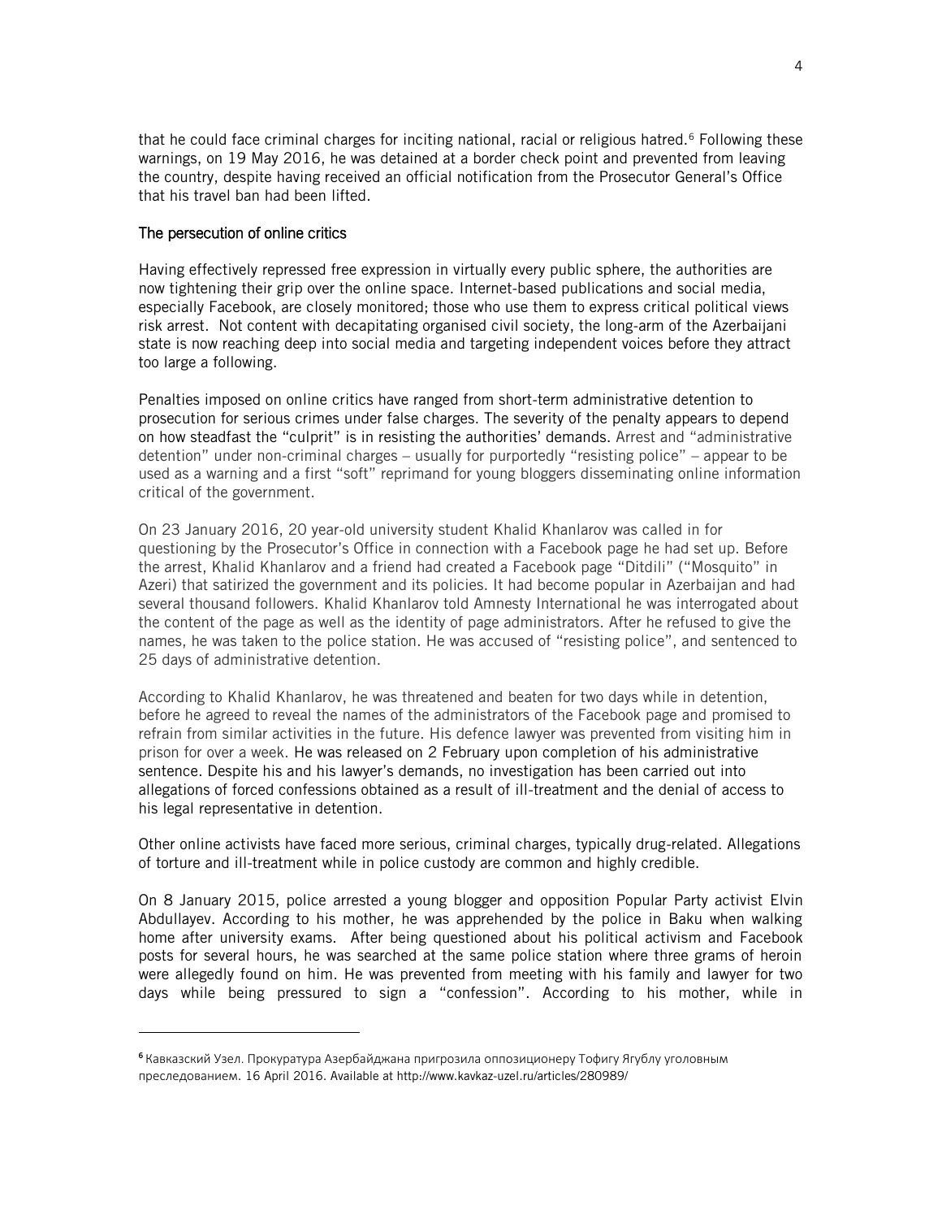that he could face criminal charges for inciting national, racial or religious hatred.[6] Following these warnings, on 19 May 2016, he was detained at a border check point and prevented from leaving the country, despite having received an official notification from the Prosecutor General's Office that his travel ban had been lifted.

## The persecution of online critics

Having effectively repressed free expression in virtually every public sphere, the authorities are now tightening their grip over the online space. Internet-based publications and social media, especially Facebook, are closely monitored; those who use them to express critical political views risk arrest. Not content with decapitating organised civil society, the long-arm of the Azerbaijani state is now reaching deep into social media and targeting independent voices before they attract too large a following.

Penalties imposed on online critics have ranged from short-term administrative detention to prosecution for serious crimes under false charges. The severity of the penalty appears to depend on how steadfast the "culprit" is in resisting the authorities' demands. Arrest and "administrative detention" under non-criminal charges – usually for purportedly "resisting police" – appear to be used as a warning and a first "soft" reprimand for young bloggers disseminating online information critical of the government.

On 23 January 2016, 20 year-old university student Khalid Khanlarov was called in for questioning by the Prosecutor's Office in connection with a Facebook page he had set up. Before the arrest, Khalid Khanlarov and a friend had created a Facebook page "Ditdili" ("Mosquito" in Azeri) that satirized the government and its policies. It had become popular in Azerbaijan and had several thousand followers. Khalid Khanlarov told Amnesty International he was interrogated about the content of the page as well as the identity of page administrators. After he refused to give the names, he was taken to the police station. He was accused of "resisting police", and sentenced to 25 days of administrative detention.

According to Khalid Khanlarov, he was threatened and beaten for two days while in detention, before he agreed to reveal the names of the administrators of the Facebook page and promised to refrain from similar activities in the future. His defence lawyer was prevented from visiting him in prison for over a week. He was released on 2 February upon completion of his administrative sentence. Despite his and his lawyer's demands, no investigation has been carried out into allegations of forced confessions obtained as a result of ill-treatment and the denial of access to his legal representative in detention.

Other online activists have faced more serious, criminal charges, typically drug-related. Allegations of torture and ill-treatment while in police custody are common and highly credible.

On 8 January 2015, police arrested a young blogger and opposition Popular Party activist Elvin Abdullayev. According to his mother, he was apprehended by the police in Baku when walking home after university exams. After being questioned about his political activism and Facebook posts for several hours, he was searched at the same police station where three grams of heroin were allegedly found on him. He was prevented from meeting with his family and lawyer for two days while being pressured to sign a "confession". According to his mother, while in

---

[6] Кавказский Узел. Прокуратура Азербайджана пригрозила оппозиционеру Тофигу Ягублу уголовным преследованием. 16 April 2016. Available at http://www.kavkaz-uzel.ru/articles/280989/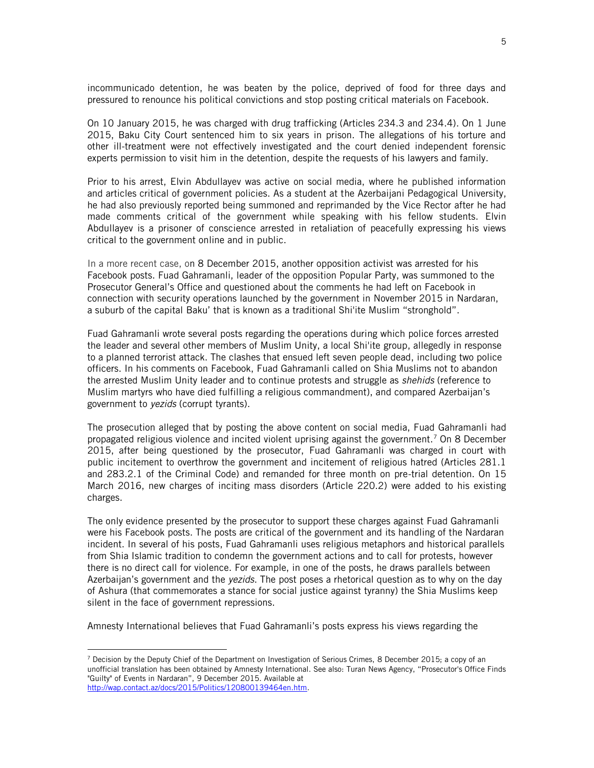incommunicado detention, he was beaten by the police, deprived of food for three days and pressured to renounce his political convictions and stop posting critical materials on Facebook.

On 10 January 2015, he was charged with drug trafficking (Articles 234.3 and 234.4). On 1 June 2015, Baku City Court sentenced him to six years in prison. The allegations of his torture and other ill-treatment were not effectively investigated and the court denied independent forensic experts permission to visit him in the detention, despite the requests of his lawyers and family.

Prior to his arrest, Elvin Abdullayev was active on social media, where he published information and articles critical of government policies. As a student at the Azerbaijani Pedagogical University, he had also previously reported being summoned and reprimanded by the Vice Rector after he had made comments critical of the government while speaking with his fellow students. Elvin Abdullayev is a prisoner of conscience arrested in retaliation of peacefully expressing his views critical to the government online and in public.

In a more recent case, on 8 December 2015, another opposition activist was arrested for his Facebook posts. Fuad Gahramanli, leader of the opposition Popular Party, was summoned to the Prosecutor General's Office and questioned about the comments he had left on Facebook in connection with security operations launched by the government in November 2015 in Nardaran, a suburb of the capital Baku' that is known as a traditional Shi'ite Muslim "stronghold".

Fuad Gahramanli wrote several posts regarding the operations during which police forces arrested the leader and several other members of Muslim Unity, a local Shi'ite group, allegedly in response to a planned terrorist attack. The clashes that ensued left seven people dead, including two police officers. In his comments on Facebook, Fuad Gahramanli called on Shia Muslims not to abandon the arrested Muslim Unity leader and to continue protests and struggle as *shehids* (reference to Muslim martyrs who have died fulfilling a religious commandment), and compared Azerbaijan's government to *yezids* (corrupt tyrants).

The prosecution alleged that by posting the above content on social media, Fuad Gahramanli had propagated religious violence and incited violent uprising against the government.[7] On 8 December 2015, after being questioned by the prosecutor, Fuad Gahramanli was charged in court with public incitement to overthrow the government and incitement of religious hatred (Articles 281.1 and 283.2.1 of the Criminal Code) and remanded for three month on pre-trial detention. On 15 March 2016, new charges of inciting mass disorders (Article 220.2) were added to his existing charges.

The only evidence presented by the prosecutor to support these charges against Fuad Gahramanli were his Facebook posts. The posts are critical of the government and its handling of the Nardaran incident. In several of his posts, Fuad Gahramanli uses religious metaphors and historical parallels from Shia Islamic tradition to condemn the government actions and to call for protests, however there is no direct call for violence. For example, in one of the posts, he draws parallels between Azerbaijan's government and the *yezids*. The post poses a rhetorical question as to why on the day of Ashura (that commemorates a stance for social justice against tyranny) the Shia Muslims keep silent in the face of government repressions.

Amnesty International believes that Fuad Gahramanli's posts express his views regarding the

---

[7] Decision by the Deputy Chief of the Department on Investigation of Serious Crimes, 8 December 2015; a copy of an unofficial translation has been obtained by Amnesty International. See also: Turan News Agency, "Prosecutor's Office Finds "Guilty" of Events in Nardaran", 9 December 2015. Available at http://wap.contact.az/docs/2015/Politics/120800139464en.htm.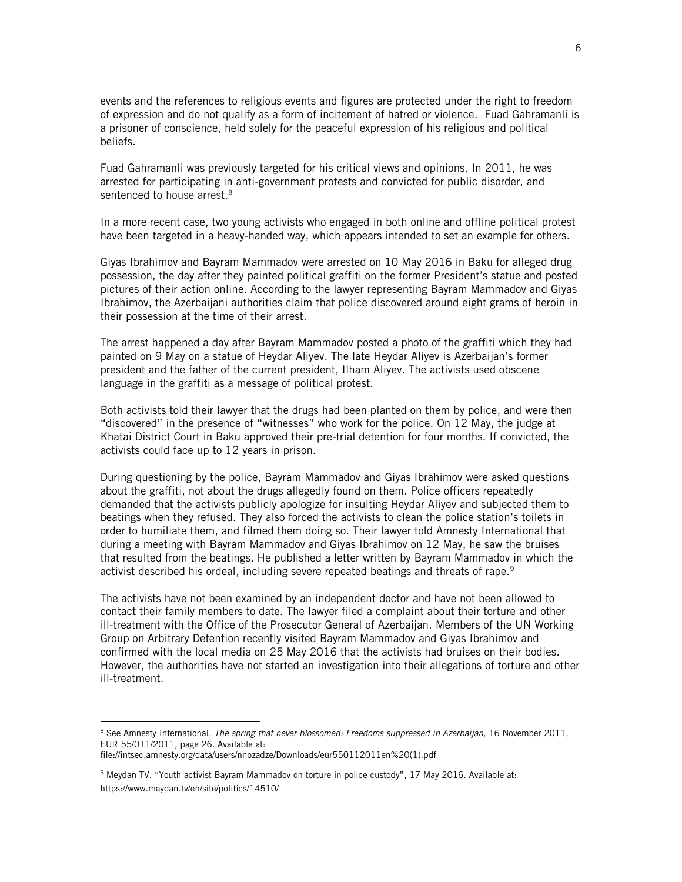events and the references to religious events and figures are protected under the right to freedom of expression and do not qualify as a form of incitement of hatred or violence. Fuad Gahramanli is a prisoner of conscience, held solely for the peaceful expression of his religious and political beliefs.

Fuad Gahramanli was previously targeted for his critical views and opinions. In 2011, he was arrested for participating in anti-government protests and convicted for public disorder, and sentenced to house arrest.[8]

In a more recent case, two young activists who engaged in both online and offline political protest have been targeted in a heavy-handed way, which appears intended to set an example for others.

Giyas Ibrahimov and Bayram Mammadov were arrested on 10 May 2016 in Baku for alleged drug possession, the day after they painted political graffiti on the former President's statue and posted pictures of their action online. According to the lawyer representing Bayram Mammadov and Giyas Ibrahimov, the Azerbaijani authorities claim that police discovered around eight grams of heroin in their possession at the time of their arrest.

The arrest happened a day after Bayram Mammadov posted a photo of the graffiti which they had painted on 9 May on a statue of Heydar Aliyev. The late Heydar Aliyev is Azerbaijan's former president and the father of the current president, Ilham Aliyev. The activists used obscene language in the graffiti as a message of political protest.

Both activists told their lawyer that the drugs had been planted on them by police, and were then "discovered" in the presence of "witnesses" who work for the police. On 12 May, the judge at Khatai District Court in Baku approved their pre-trial detention for four months. If convicted, the activists could face up to 12 years in prison.

During questioning by the police, Bayram Mammadov and Giyas Ibrahimov were asked questions about the graffiti, not about the drugs allegedly found on them. Police officers repeatedly demanded that the activists publicly apologize for insulting Heydar Aliyev and subjected them to beatings when they refused. They also forced the activists to clean the police station's toilets in order to humiliate them, and filmed them doing so. Their lawyer told Amnesty International that during a meeting with Bayram Mammadov and Giyas Ibrahimov on 12 May, he saw the bruises that resulted from the beatings. He published a letter written by Bayram Mammadov in which the activist described his ordeal, including severe repeated beatings and threats of rape.[9]

The activists have not been examined by an independent doctor and have not been allowed to contact their family members to date. The lawyer filed a complaint about their torture and other ill-treatment with the Office of the Prosecutor General of Azerbaijan. Members of the UN Working Group on Arbitrary Detention recently visited Bayram Mammadov and Giyas Ibrahimov and confirmed with the local media on 25 May 2016 that the activists had bruises on their bodies. However, the authorities have not started an investigation into their allegations of torture and other ill-treatment.

---

[8] See Amnesty International, *The spring that never blossomed: Freedoms suppressed in Azerbaijan,* 16 November 2011, EUR 55/011/2011, page 26. Available at: file://intsec.amnesty.org/data/users/nnozadze/Downloads/eur550112011en%20(1).pdf

[9] Meydan TV. "Youth activist Bayram Mammadov on torture in police custody", 17 May 2016. Available at: https://www.meydan.tv/en/site/politics/14510/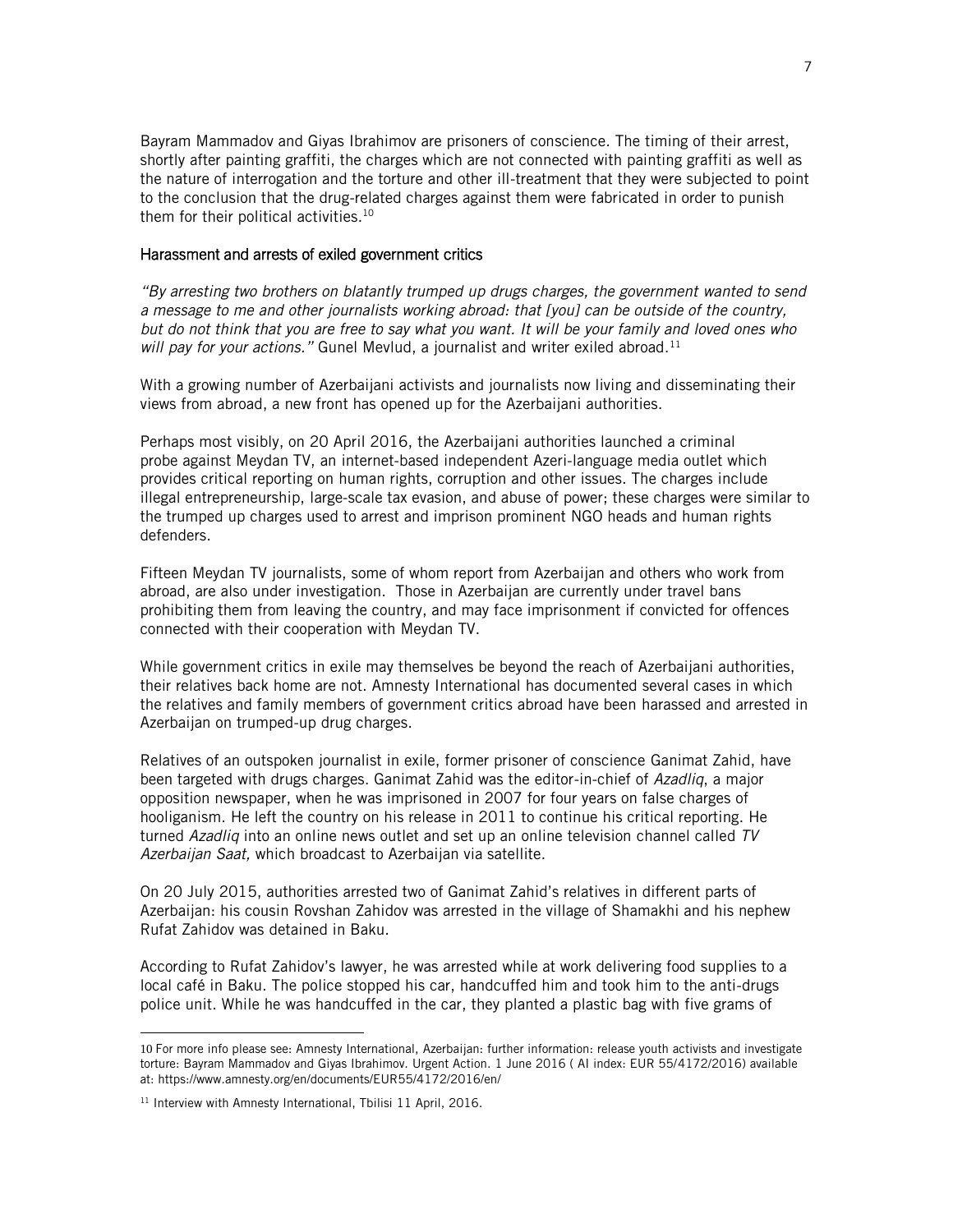Bayram Mammadov and Giyas Ibrahimov are prisoners of conscience. The timing of their arrest, shortly after painting graffiti, the charges which are not connected with painting graffiti as well as the nature of interrogation and the torture and other ill-treatment that they were subjected to point to the conclusion that the drug-related charges against them were fabricated in order to punish them for their political activities.[10]

## Harassment and arrests of exiled government critics

*"By arresting two brothers on blatantly trumped up drugs charges, the government wanted to send a message to me and other journalists working abroad: that [you] can be outside of the country, but do not think that you are free to say what you want. It will be your family and loved ones who will pay for your actions."* Gunel Mevlud, a journalist and writer exiled abroad.[11]

With a growing number of Azerbaijani activists and journalists now living and disseminating their views from abroad, a new front has opened up for the Azerbaijani authorities.

Perhaps most visibly, on 20 April 2016, the Azerbaijani authorities launched a criminal probe against Meydan TV, an internet-based independent Azeri-language media outlet which provides critical reporting on human rights, corruption and other issues. The charges include illegal entrepreneurship, large-scale tax evasion, and abuse of power; these charges were similar to the trumped up charges used to arrest and imprison prominent NGO heads and human rights defenders.

Fifteen Meydan TV journalists, some of whom report from Azerbaijan and others who work from abroad, are also under investigation. Those in Azerbaijan are currently under travel bans prohibiting them from leaving the country, and may face imprisonment if convicted for offences connected with their cooperation with Meydan TV.

While government critics in exile may themselves be beyond the reach of Azerbaijani authorities, their relatives back home are not. Amnesty International has documented several cases in which the relatives and family members of government critics abroad have been harassed and arrested in Azerbaijan on trumped-up drug charges.

Relatives of an outspoken journalist in exile, former prisoner of conscience Ganimat Zahid, have been targeted with drugs charges. Ganimat Zahid was the editor-in-chief of *Azadliq*, a major opposition newspaper, when he was imprisoned in 2007 for four years on false charges of hooliganism. He left the country on his release in 2011 to continue his critical reporting. He turned *Azadliq* into an online news outlet and set up an online television channel called *TV Azerbaijan Saat,* which broadcast to Azerbaijan via satellite.

On 20 July 2015, authorities arrested two of Ganimat Zahid's relatives in different parts of Azerbaijan: his cousin Rovshan Zahidov was arrested in the village of Shamakhi and his nephew Rufat Zahidov was detained in Baku.

According to Rufat Zahidov's lawyer, he was arrested while at work delivering food supplies to a local café in Baku. The police stopped his car, handcuffed him and took him to the anti-drugs police unit. While he was handcuffed in the car, they planted a plastic bag with five grams of

---

[10] For more info please see: Amnesty International, Azerbaijan: further information: release youth activists and investigate torture: Bayram Mammadov and Giyas Ibrahimov. Urgent Action. 1 June 2016 ( AI index: EUR 55/4172/2016) available at: https://www.amnesty.org/en/documents/EUR55/4172/2016/en/

[11] Interview with Amnesty International, Tbilisi 11 April, 2016.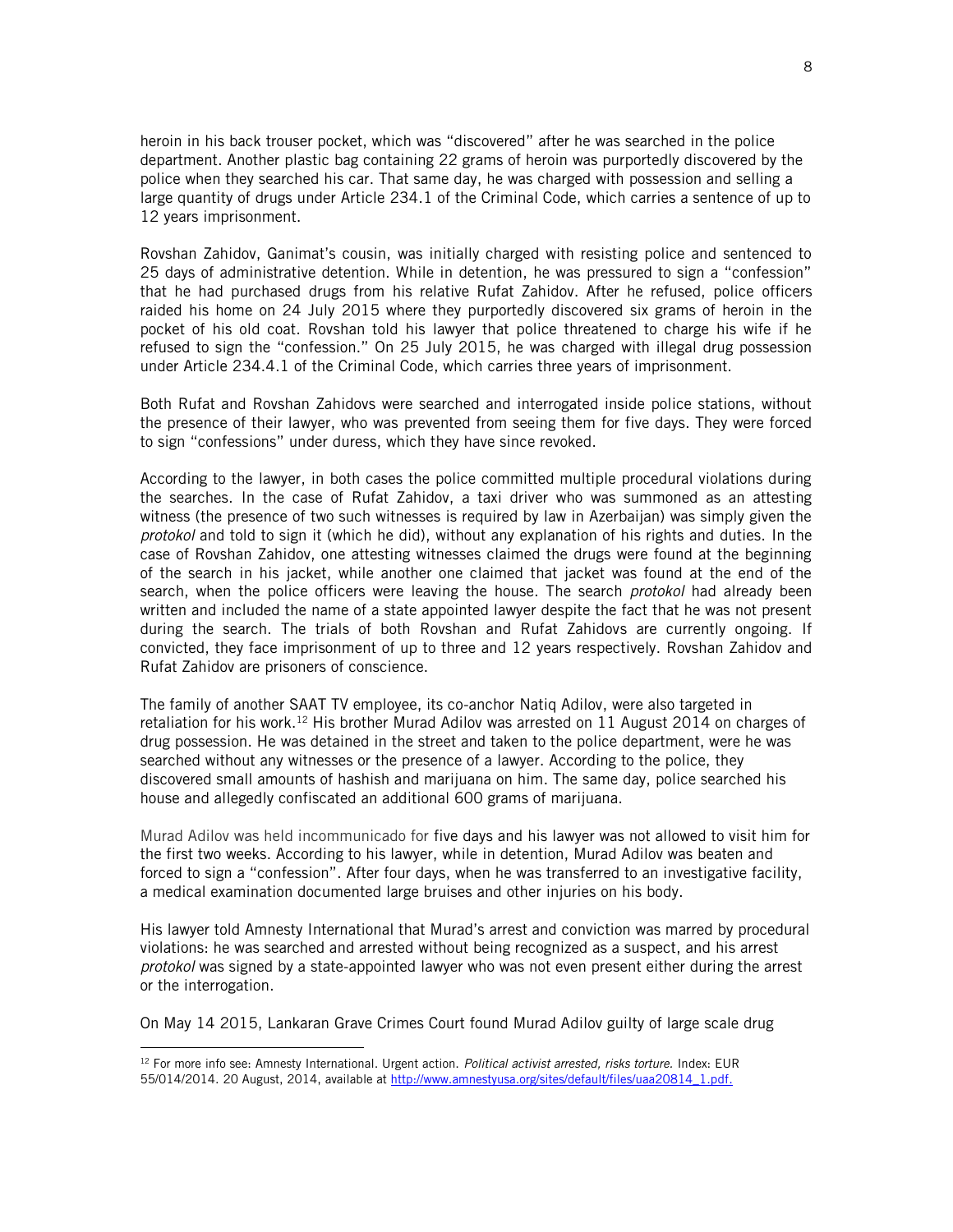heroin in his back trouser pocket, which was "discovered" after he was searched in the police department. Another plastic bag containing 22 grams of heroin was purportedly discovered by the police when they searched his car. That same day, he was charged with possession and selling a large quantity of drugs under Article 234.1 of the Criminal Code, which carries a sentence of up to 12 years imprisonment.

Rovshan Zahidov, Ganimat's cousin, was initially charged with resisting police and sentenced to 25 days of administrative detention. While in detention, he was pressured to sign a "confession" that he had purchased drugs from his relative Rufat Zahidov. After he refused, police officers raided his home on 24 July 2015 where they purportedly discovered six grams of heroin in the pocket of his old coat. Rovshan told his lawyer that police threatened to charge his wife if he refused to sign the "confession." On 25 July 2015, he was charged with illegal drug possession under Article 234.4.1 of the Criminal Code, which carries three years of imprisonment.

Both Rufat and Rovshan Zahidovs were searched and interrogated inside police stations, without the presence of their lawyer, who was prevented from seeing them for five days. They were forced to sign "confessions" under duress, which they have since revoked.

According to the lawyer, in both cases the police committed multiple procedural violations during the searches. In the case of Rufat Zahidov, a taxi driver who was summoned as an attesting witness (the presence of two such witnesses is required by law in Azerbaijan) was simply given the *protokol* and told to sign it (which he did), without any explanation of his rights and duties. In the case of Rovshan Zahidov, one attesting witnesses claimed the drugs were found at the beginning of the search in his jacket, while another one claimed that jacket was found at the end of the search, when the police officers were leaving the house. The search *protokol* had already been written and included the name of a state appointed lawyer despite the fact that he was not present during the search. The trials of both Rovshan and Rufat Zahidovs are currently ongoing. If convicted, they face imprisonment of up to three and 12 years respectively. Rovshan Zahidov and Rufat Zahidov are prisoners of conscience.

The family of another SAAT TV employee, its co-anchor Natiq Adilov, were also targeted in retaliation for his work.[12] His brother Murad Adilov was arrested on 11 August 2014 on charges of drug possession. He was detained in the street and taken to the police department, were he was searched without any witnesses or the presence of a lawyer. According to the police, they discovered small amounts of hashish and marijuana on him. The same day, police searched his house and allegedly confiscated an additional 600 grams of marijuana.

Murad Adilov was held incommunicado for five days and his lawyer was not allowed to visit him for the first two weeks. According to his lawyer, while in detention, Murad Adilov was beaten and forced to sign a "confession". After four days, when he was transferred to an investigative facility, a medical examination documented large bruises and other injuries on his body.

His lawyer told Amnesty International that Murad's arrest and conviction was marred by procedural violations: he was searched and arrested without being recognized as a suspect, and his arrest *protokol* was signed by a state-appointed lawyer who was not even present either during the arrest or the interrogation.

On May 14 2015, Lankaran Grave Crimes Court found Murad Adilov guilty of large scale drug

---

[12] For more info see: Amnesty International. Urgent action. *Political activist arrested, risks torture.* Index: EUR 55/014/2014. 20 August, 2014, available at http://www.amnestyusa.org/sites/default/files/uaa20814_1.pdf.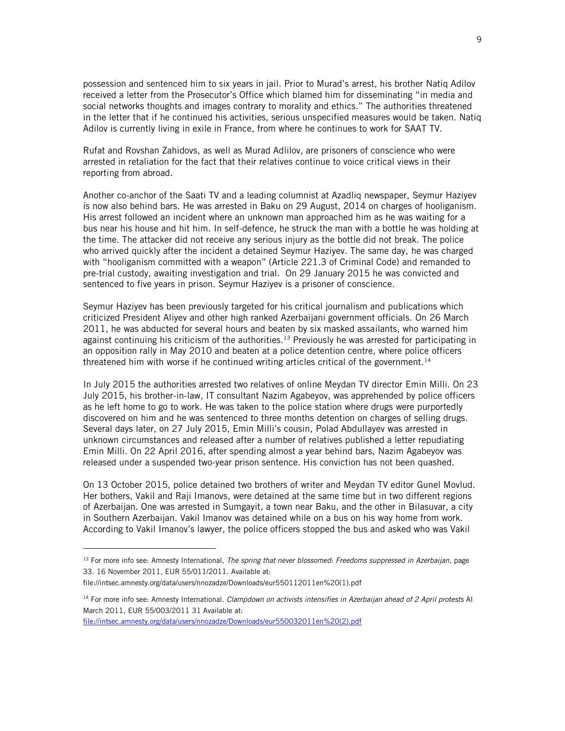possession and sentenced him to six years in jail. Prior to Murad's arrest, his brother Natiq Adilov received a letter from the Prosecutor's Office which blamed him for disseminating "in media and social networks thoughts and images contrary to morality and ethics." The authorities threatened in the letter that if he continued his activities, serious unspecified measures would be taken. Natiq Adilov is currently living in exile in France, from where he continues to work for SAAT TV.

Rufat and Rovshan Zahidovs, as well as Murad Adlilov, are prisoners of conscience who were arrested in retaliation for the fact that their relatives continue to voice critical views in their reporting from abroad.

Another co-anchor of the Saati TV and a leading columnist at Azadliq newspaper, Seymur Haziyev is now also behind bars. He was arrested in Baku on 29 August, 2014 on charges of hooliganism. His arrest followed an incident where an unknown man approached him as he was waiting for a bus near his house and hit him. In self-defence, he struck the man with a bottle he was holding at the time. The attacker did not receive any serious injury as the bottle did not break. The police who arrived quickly after the incident a detained Seymur Haziyev. The same day, he was charged with "hooliganism committed with a weapon" (Article 221.3 of Criminal Code) and remanded to pre-trial custody, awaiting investigation and trial. On 29 January 2015 he was convicted and sentenced to five years in prison. Seymur Haziyev is a prisoner of conscience.

Seymur Haziyev has been previously targeted for his critical journalism and publications which criticized President Aliyev and other high ranked Azerbaijani government officials. On 26 March 2011, he was abducted for several hours and beaten by six masked assailants, who warned him against continuing his criticism of the authorities.[13] Previously he was arrested for participating in an opposition rally in May 2010 and beaten at a police detention centre, where police officers threatened him with worse if he continued writing articles critical of the government.[14]

In July 2015 the authorities arrested two relatives of online Meydan TV director Emin Milli. On 23 July 2015, his brother-in-law, IT consultant Nazim Agabeyov, was apprehended by police officers as he left home to go to work. He was taken to the police station where drugs were purportedly discovered on him and he was sentenced to three months detention on charges of selling drugs. Several days later, on 27 July 2015, Emin Milli's cousin, Polad Abdullayev was arrested in unknown circumstances and released after a number of relatives published a letter repudiating Emin Milli. On 22 April 2016, after spending almost a year behind bars, Nazim Agabeyov was released under a suspended two-year prison sentence. His conviction has not been quashed.

On 13 October 2015, police detained two brothers of writer and Meydan TV editor Gunel Movlud. Her bothers, Vakil and Raji Imanovs, were detained at the same time but in two different regions of Azerbaijan. One was arrested in Sumgayit, a town near Baku, and the other in Bilasuvar, a city in Southern Azerbaijan. Vakil Imanov was detained while on a bus on his way home from work. According to Vakil Imanov's lawyer, the police officers stopped the bus and asked who was Vakil

---

[13] For more info see: Amnesty International, *The spring that never blossomed: Freedoms suppressed in Azerbaijan,* page 33. 16 November 2011, EUR 55/011/2011. Available at: file://intsec.amnesty.org/data/users/nnozadze/Downloads/eur550112011en%20(1).pdf

[14] For more info see: Amnesty International. *Clampdown on activists intensifies in Azerbaijan ahead of 2 April protests* AI March 2011, EUR 55/003/2011 31 Available at: file://intsec.amnesty.org/data/users/nnozadze/Downloads/eur550032011en%20(2).pdf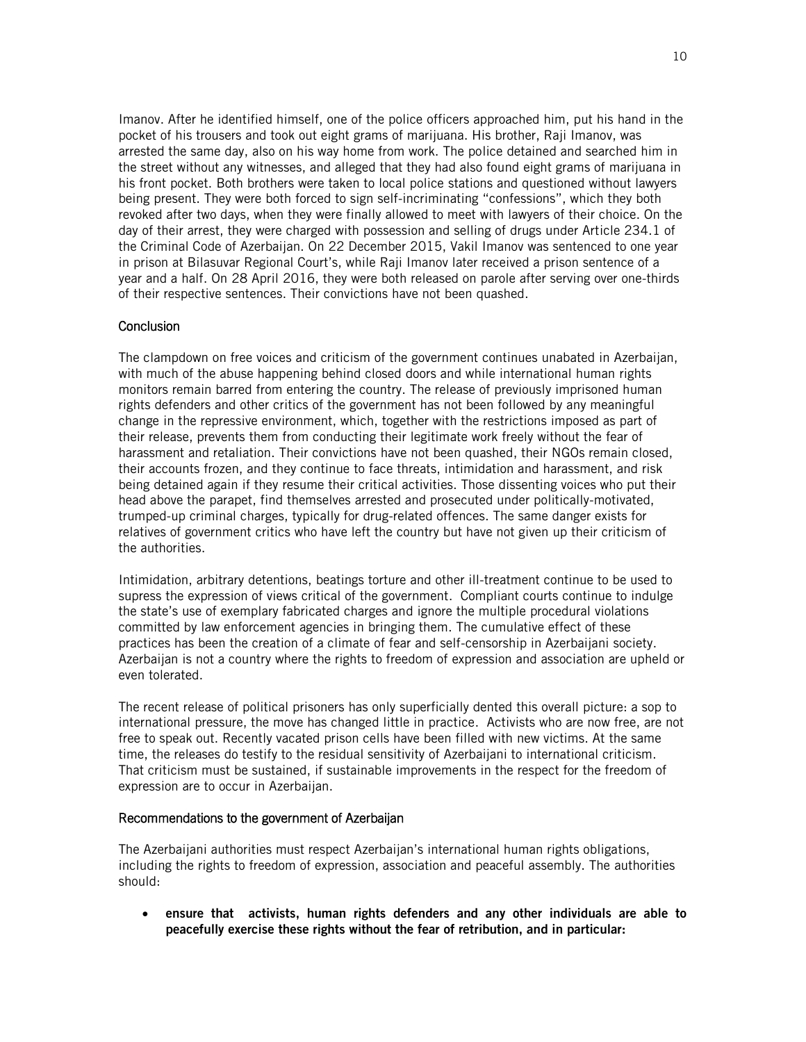Imanov. After he identified himself, one of the police officers approached him, put his hand in the pocket of his trousers and took out eight grams of marijuana. His brother, Raji Imanov, was arrested the same day, also on his way home from work. The police detained and searched him in the street without any witnesses, and alleged that they had also found eight grams of marijuana in his front pocket. Both brothers were taken to local police stations and questioned without lawyers being present. They were both forced to sign self-incriminating "confessions", which they both revoked after two days, when they were finally allowed to meet with lawyers of their choice. On the day of their arrest, they were charged with possession and selling of drugs under Article 234.1 of the Criminal Code of Azerbaijan. On 22 December 2015, Vakil Imanov was sentenced to one year in prison at Bilasuvar Regional Court's, while Raji Imanov later received a prison sentence of a year and a half. On 28 April 2016, they were both released on parole after serving over one-thirds of their respective sentences. Their convictions have not been quashed.

## Conclusion

The clampdown on free voices and criticism of the government continues unabated in Azerbaijan, with much of the abuse happening behind closed doors and while international human rights monitors remain barred from entering the country. The release of previously imprisoned human rights defenders and other critics of the government has not been followed by any meaningful change in the repressive environment, which, together with the restrictions imposed as part of their release, prevents them from conducting their legitimate work freely without the fear of harassment and retaliation. Their convictions have not been quashed, their NGOs remain closed, their accounts frozen, and they continue to face threats, intimidation and harassment, and risk being detained again if they resume their critical activities. Those dissenting voices who put their head above the parapet, find themselves arrested and prosecuted under politically-motivated, trumped-up criminal charges, typically for drug-related offences. The same danger exists for relatives of government critics who have left the country but have not given up their criticism of the authorities.

Intimidation, arbitrary detentions, beatings torture and other ill-treatment continue to be used to supress the expression of views critical of the government. Compliant courts continue to indulge the state's use of exemplary fabricated charges and ignore the multiple procedural violations committed by law enforcement agencies in bringing them. The cumulative effect of these practices has been the creation of a climate of fear and self-censorship in Azerbaijani society. Azerbaijan is not a country where the rights to freedom of expression and association are upheld or even tolerated.

The recent release of political prisoners has only superficially dented this overall picture: a sop to international pressure, the move has changed little in practice. Activists who are now free, are not free to speak out. Recently vacated prison cells have been filled with new victims. At the same time, the releases do testify to the residual sensitivity of Azerbaijani to international criticism. That criticism must be sustained, if sustainable improvements in the respect for the freedom of expression are to occur in Azerbaijan.

## Recommendations to the government of Azerbaijan

The Azerbaijani authorities must respect Azerbaijan's international human rights obligations, including the rights to freedom of expression, association and peaceful assembly. The authorities should:

- **ensure that activists, human rights defenders and any other individuals are able to peacefully exercise these rights without the fear of retribution, and in particular:**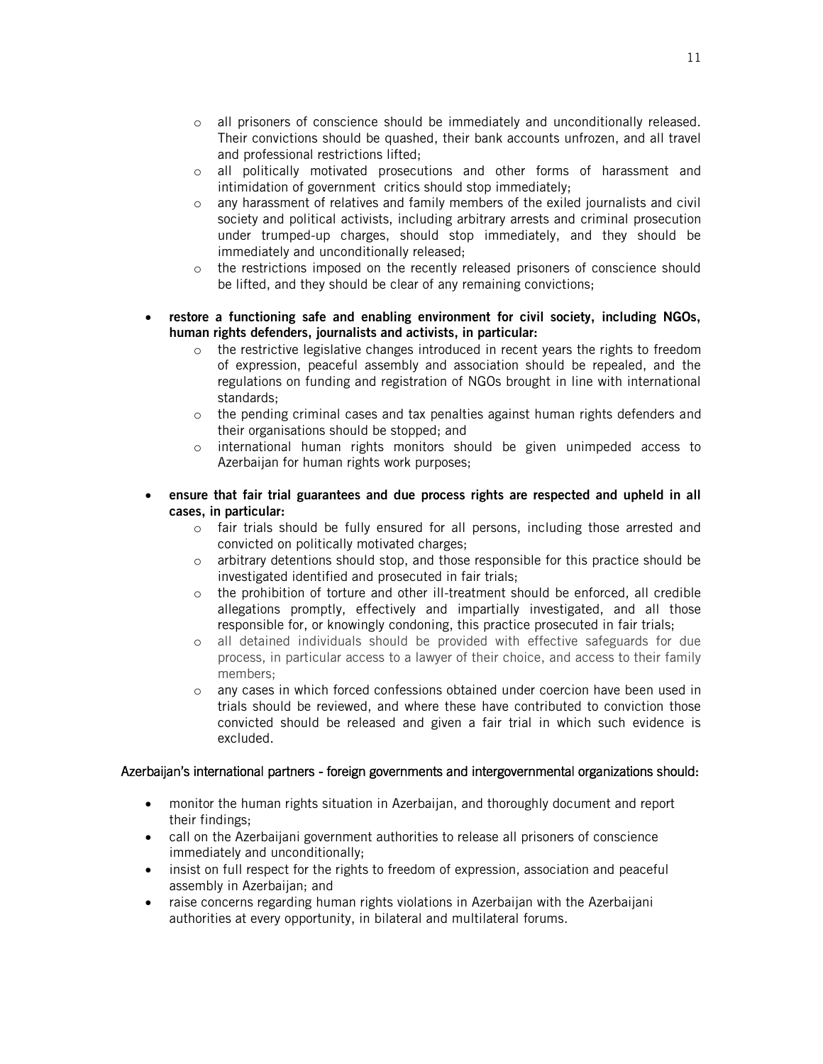- all prisoners of conscience should be immediately and unconditionally released. Their convictions should be quashed, their bank accounts unfrozen, and all travel and professional restrictions lifted;
  - all politically motivated prosecutions and other forms of harassment and intimidation of government critics should stop immediately;
  - any harassment of relatives and family members of the exiled journalists and civil society and political activists, including arbitrary arrests and criminal prosecution under trumped-up charges, should stop immediately, and they should be immediately and unconditionally released;
  - the restrictions imposed on the recently released prisoners of conscience should be lifted, and they should be clear of any remaining convictions;

- **restore a functioning safe and enabling environment for civil society, including NGOs, human rights defenders, journalists and activists, in particular:**
  - the restrictive legislative changes introduced in recent years the rights to freedom of expression, peaceful assembly and association should be repealed, and the regulations on funding and registration of NGOs brought in line with international standards;
  - the pending criminal cases and tax penalties against human rights defenders and their organisations should be stopped; and
  - international human rights monitors should be given unimpeded access to Azerbaijan for human rights work purposes;

- **ensure that fair trial guarantees and due process rights are respected and upheld in all cases, in particular:**
  - fair trials should be fully ensured for all persons, including those arrested and convicted on politically motivated charges;
  - arbitrary detentions should stop, and those responsible for this practice should be investigated identified and prosecuted in fair trials;
  - the prohibition of torture and other ill-treatment should be enforced, all credible allegations promptly, effectively and impartially investigated, and all those responsible for, or knowingly condoning, this practice prosecuted in fair trials;
  - all detained individuals should be provided with effective safeguards for due process, in particular access to a lawyer of their choice, and access to their family members;
  - any cases in which forced confessions obtained under coercion have been used in trials should be reviewed, and where these have contributed to conviction those convicted should be released and given a fair trial in which such evidence is excluded.

Azerbaijan's international partners - foreign governments and intergovernmental organizations should:

- monitor the human rights situation in Azerbaijan, and thoroughly document and report their findings;
- call on the Azerbaijani government authorities to release all prisoners of conscience immediately and unconditionally;
- insist on full respect for the rights to freedom of expression, association and peaceful assembly in Azerbaijan; and
- raise concerns regarding human rights violations in Azerbaijan with the Azerbaijani authorities at every opportunity, in bilateral and multilateral forums.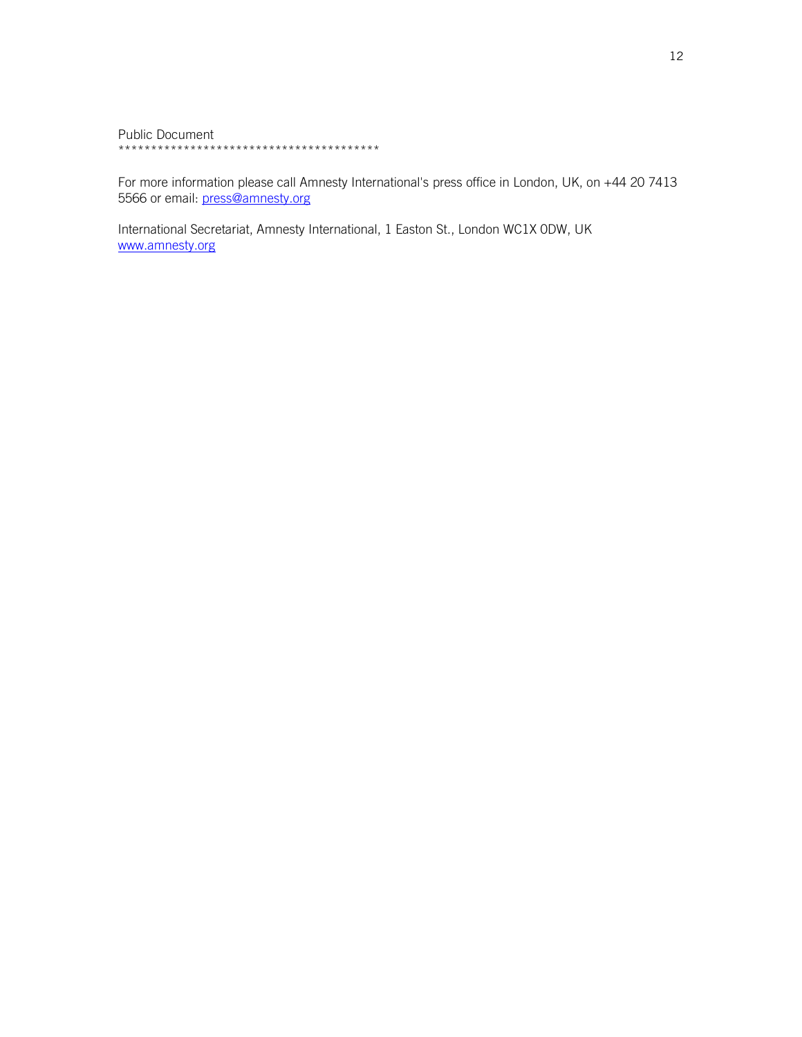Public Document
****************************************

For more information please call Amnesty International's press office in London, UK, on +44 20 7413 5566 or email: press@amnesty.org

International Secretariat, Amnesty International, 1 Easton St., London WC1X 0DW, UK
www.amnesty.org